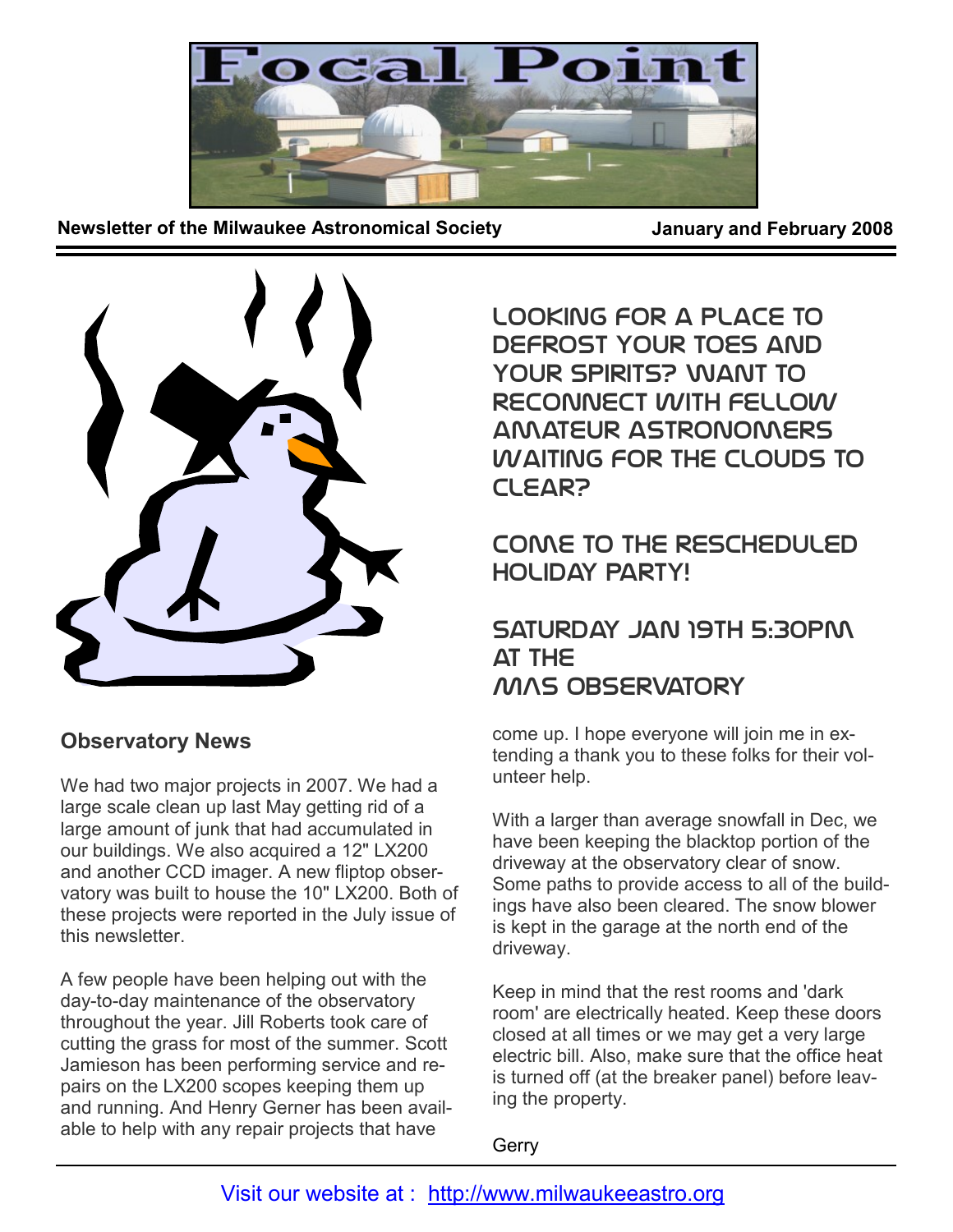# Focal Point

**Newsletter of the Milwaukee Astronomical Society** **January and February 2008**

## LOOKING FOR A PLACE TO DEFROST YOUR TOES AND YOUR SPIRITS? WANT TO RECONNECT WITH FELLOW AMATEUR ASTRONOMERS WAITING FOR THE CLOUDS TO CLEAR?

## COME TO THE RESCHEDULED HOLIDAY PARTY!

## SATURDAY JAN 19TH 5:30PM AT THE MAS OBSERVATORY

### Observatory News

We had two major projects in 2007. We had a large scale clean up last May getting rid of a large amount of junk that had accumulated in our buildings. We also acquired a 12" LX200 and another CCD imager. A new fliptop observatory was built to house the 10" LX200. Both of these projects were reported in the July issue of this newsletter.

A few people have been helping out with the day-to-day maintenance of the observatory throughout the year. Jill Roberts took care of cutting the grass for most of the summer. Scott Jamieson has been performing service and repairs on the LX200 scopes keeping them up and running. And Henry Gerner has been available to help with any repair projects that have come up. I hope everyone will join me in extending a thank you to these folks for their volunteer help.

With a larger than average snowfall in Dec, we have been keeping the blacktop portion of the driveway at the observatory clear of snow. Some paths to provide access to all of the buildings have also been cleared. The snow blower is kept in the garage at the north end of the driveway.

Keep in mind that the rest rooms and 'dark room' are electrically heated. Keep these doors closed at all times or we may get a very large electric bill. Also, make sure that the office heat is turned off (at the breaker panel) before leaving the property.

Gerry

Visit our website at : http://www.milwaukeeastro.org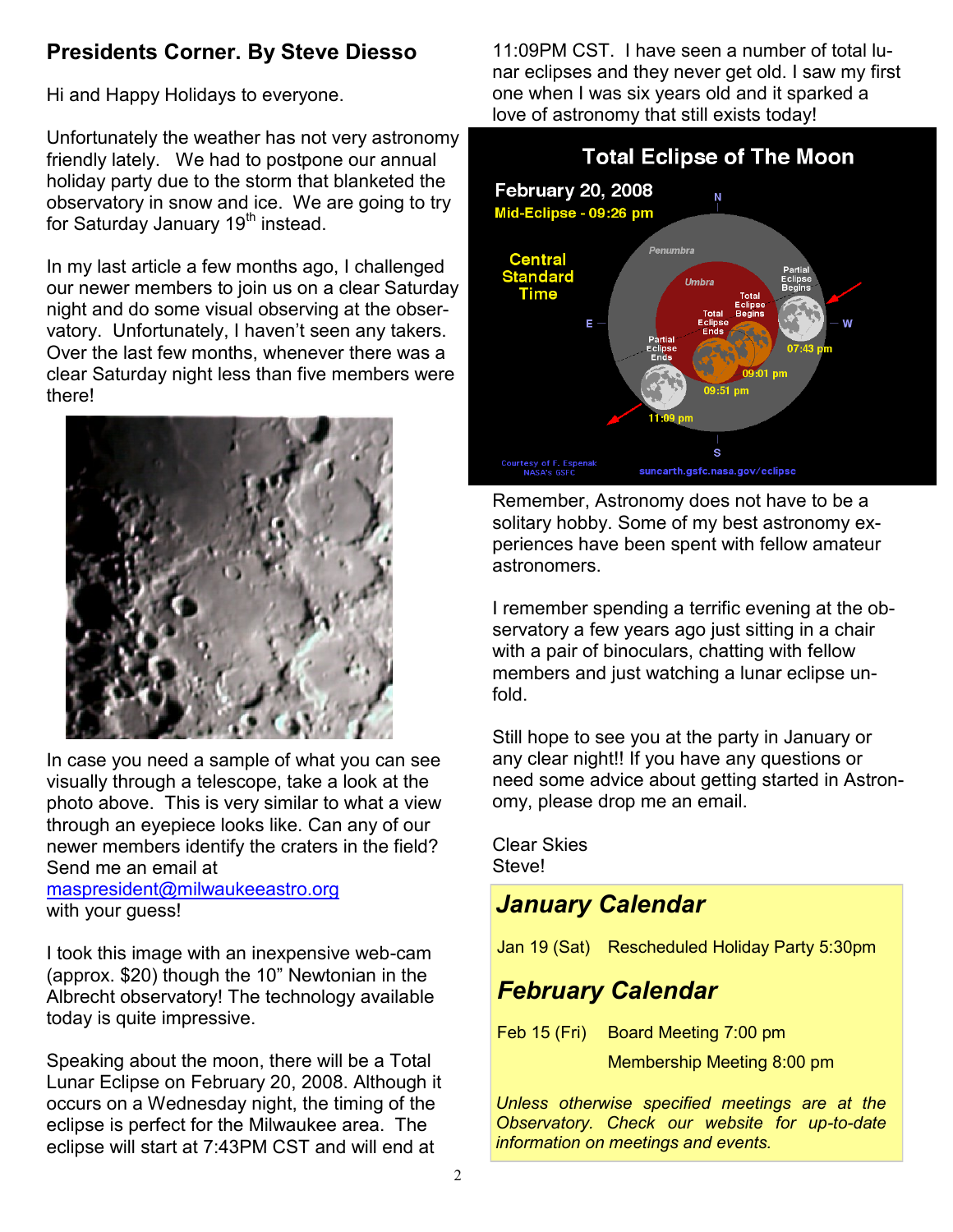## Presidents Corner. By Steve Diesso

Hi and Happy Holidays to everyone.

Unfortunately the weather has not very astronomy friendly lately. We had to postpone our annual holiday party due to the storm that blanketed the observatory in snow and ice. We are going to try for Saturday January 19th instead.

In my last article a few months ago, I challenged our newer members to join us on a clear Saturday night and do some visual observing at the observatory. Unfortunately, I haven't seen any takers. Over the last few months, whenever there was a clear Saturday night less than five members were there!

In case you need a sample of what you can see visually through a telescope, take a look at the photo above. This is very similar to what a view through an eyepiece looks like. Can any of our newer members identify the craters in the field? Send me an email at masprresident@milwaukeeastro.org with your guess!

I took this image with an inexpensive web-cam (approx. $20) though the 10" Newtonian in the Albrecht observatory! The technology available today is quite impressive.

Speaking about the moon, there will be a Total Lunar Eclipse on February 20, 2008. Although it occurs on a Wednesday night, the timing of the eclipse is perfect for the Milwaukee area. The eclipse will start at 7:43PM CST and will end at 11:09PM CST. I have seen a number of total lunar eclipses and they never get old. I saw my first one when I was six years old and it sparked a love of astronomy that still exists today!

Total Eclipse of The Moon
February 20, 2008
Mid-Eclipse - 09:26 pm
Central Standard Time
N
E
W
S
Penumbra
Umbra
Partial Eclipse Begins
Total Eclipse Begins
Total Eclipse Ends
Partial Eclipse Ends
07:43 pm
09:01 pm
09:51 pm
11:09 pm
Courtesy of F. Espenak NASA's GSFC
sunearth.gsfc.nasa.gov/eclipse

Remember, Astronomy does not have to be a solitary hobby. Some of my best astronomy experiences have been spent with fellow amateur astronomers.

I remember spending a terrific evening at the observatory a few years ago just sitting in a chair with a pair of binoculars, chatting with fellow members and just watching a lunar eclipse unfold.

Still hope to see you at the party in January or any clear night!! If you have any questions or need some advice about getting started in Astronomy, please drop me an email.

Clear Skies
Steve!

### *January Calendar*

Jan 19 (Sat) Rescheduled Holiday Party 5:30pm

### *February Calendar*

Feb 15 (Fri) Board Meeting 7:00 pm

Membership Meeting 8:00 pm

*Unless otherwise specified meetings are at the Observatory. Check our website for up-to-date information on meetings and events.*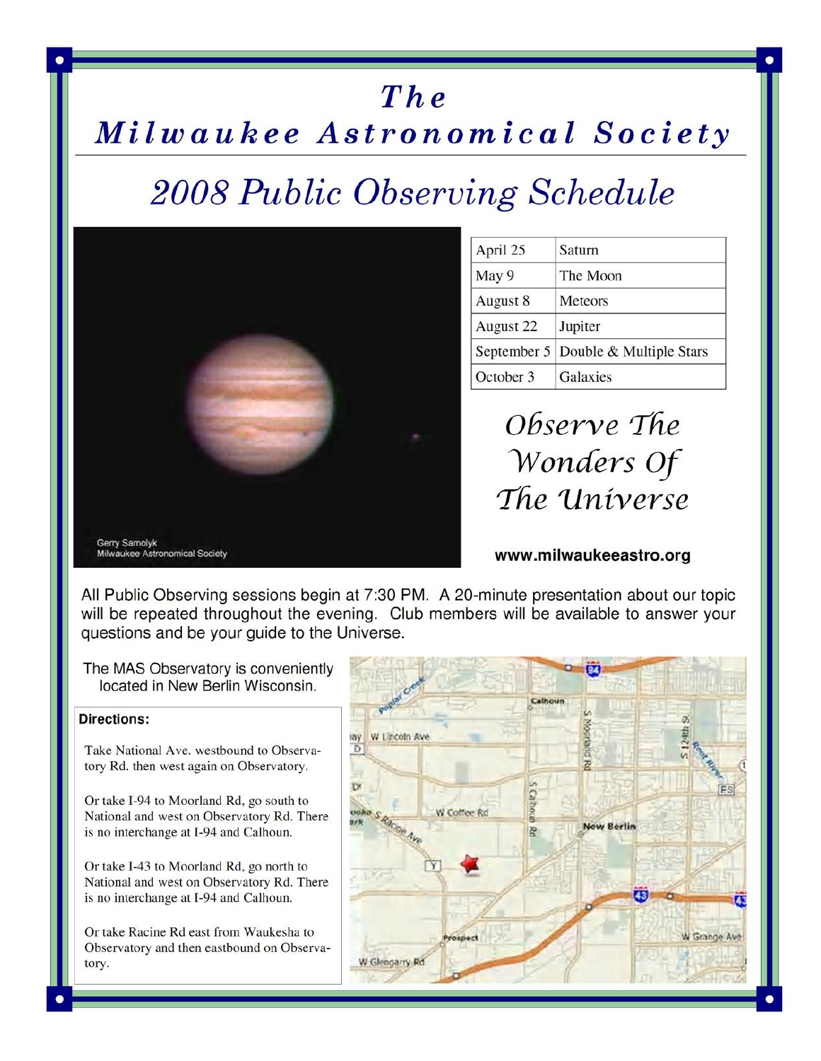# The Milwaukee Astronomical Society

## 2008 Public Observing Schedule

| Date | Topic |
|---|---|
| April 25 | Saturn |
| May 9 | The Moon |
| August 8 | Meteors |
| August 22 | Jupiter |
| September 5 | Double & Multiple Stars |
| October 3 | Galaxies |

*Observe The Wonders Of The Universe*

**www.milwaukeeastro.org**

All Public Observing sessions begin at 7:30 PM. A 20-minute presentation about our topic will be repeated throughout the evening. Club members will be available to answer your questions and be your guide to the Universe.

The MAS Observatory is conveniently located in New Berlin Wisconsin.

**Directions:**

Take National Ave. westbound to Observatory Rd. then west again on Observatory.

Or take I-94 to Moorland Rd, go south to National and west on Observatory Rd. There is no interchange at I-94 and Calhoun.

Or take I-43 to Moorland Rd, go north to National and west on Observatory Rd. There is no interchange at I-94 and Calhoun.

Or take Racine Rd east from Waukesha to Observatory and then eastbound on Observatory.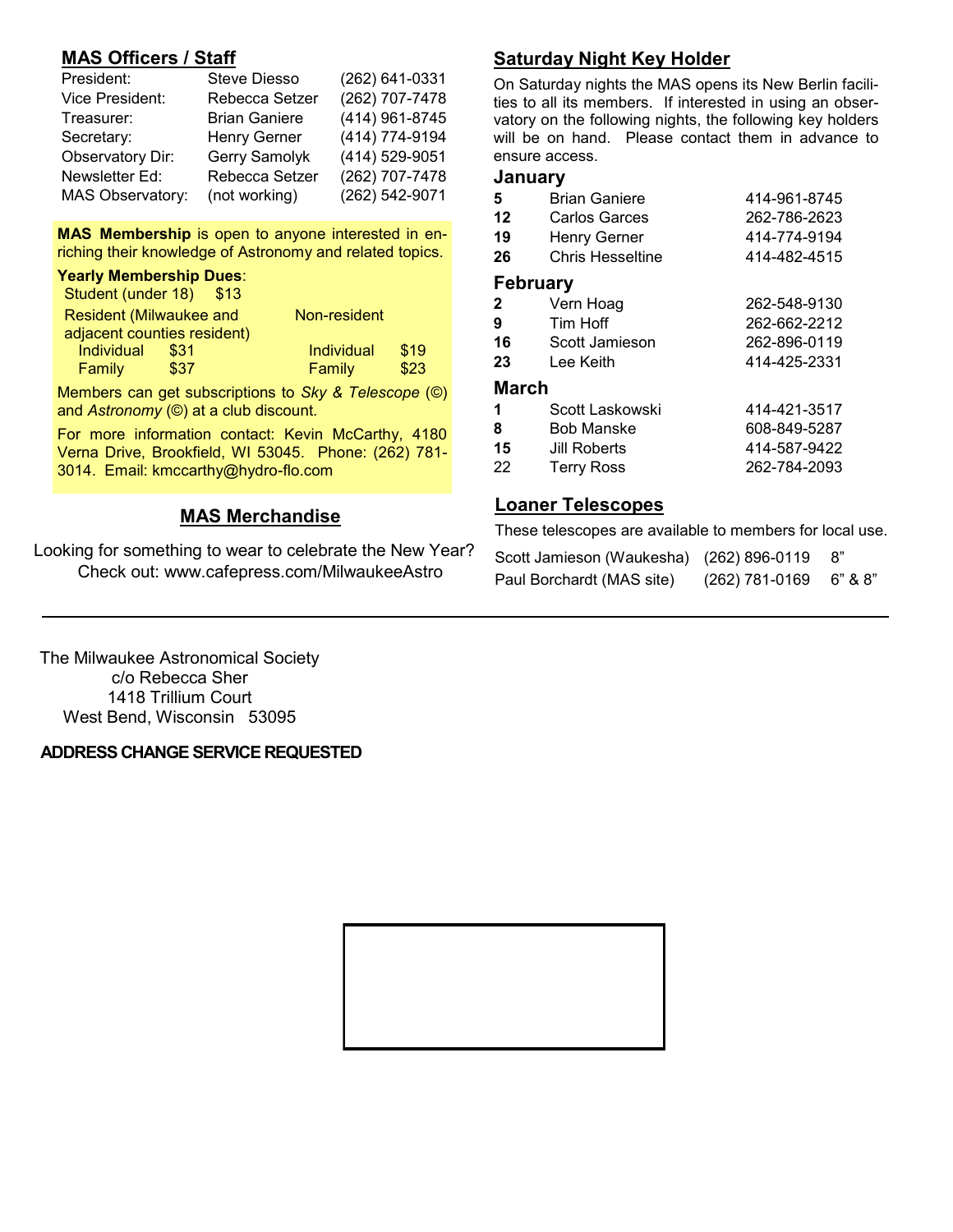## MAS Officers / Staff

| | | |
|---|---|---|
| President: | Steve Diesso | (262) 641-0331 |
| Vice President: | Rebecca Setzer | (262) 707-7478 |
| Treasurer: | Brian Ganiere | (414) 961-8745 |
| Secretary: | Henry Gerner | (414) 774-9194 |
| Observatory Dir: | Gerry Samolyk | (414) 529-9051 |
| Newsletter Ed: | Rebecca Setzer | (262) 707-7478 |
| MAS Observatory: | (not working) | (262) 542-9071 |

**MAS Membership** is open to anyone interested in enriching their knowledge of Astronomy and related topics.

**Yearly Membership Dues**:

Student (under 18) $13

| Resident (Milwaukee and adjacent counties resident) | | Non-resident | |
|---|---|---|---|
| Individual | $31 | Individual | $19 |
| Family | $37 | Family | $23 |

Members can get subscriptions to *Sky & Telescope* (©) and *Astronomy* (©) at a club discount.

For more information contact: Kevin McCarthy, 4180 Verna Drive, Brookfield, WI 53045. Phone: (262) 781-3014. Email: kmccarthy@hydro-flo.com

## MAS Merchandise

Looking for something to wear to celebrate the New Year? Check out: www.cafepress.com/MilwaukeeAstro

## Saturday Night Key Holder

On Saturday nights the MAS opens its New Berlin facilities to all its members. If interested in using an observatory on the following nights, the following key holders will be on hand. Please contact them in advance to ensure access.

### January

| | | |
|---|---|---|
| **5** | Brian Ganiere | 414-961-8745 |
| **12** | Carlos Garces | 262-786-2623 |
| **19** | Henry Gerner | 414-774-9194 |
| **26** | Chris Hesseltine | 414-482-4515 |

### February

| | | |
|---|---|---|
| **2** | Vern Hoag | 262-548-9130 |
| **9** | Tim Hoff | 262-662-2212 |
| **16** | Scott Jamieson | 262-896-0119 |
| **23** | Lee Keith | 414-425-2331 |

### March

| | | |
|---|---|---|
| **1** | Scott Laskowski | 414-421-3517 |
| **8** | Bob Manske | 608-849-5287 |
| **15** | Jill Roberts | 414-587-9422 |
| 22 | Terry Ross | 262-784-2093 |

## Loaner Telescopes

These telescopes are available to members for local use.

| | | |
|---|---|---|
| Scott Jamieson (Waukesha) | (262) 896-0119 | 8” |
| Paul Borchardt (MAS site) | (262) 781-0169 | 6” & 8” |

---

The Milwaukee Astronomical Society
c/o Rebecca Sher
1418 Trillium Court
West Bend, Wisconsin 53095

**ADDRESS CHANGE SERVICE REQUESTED**